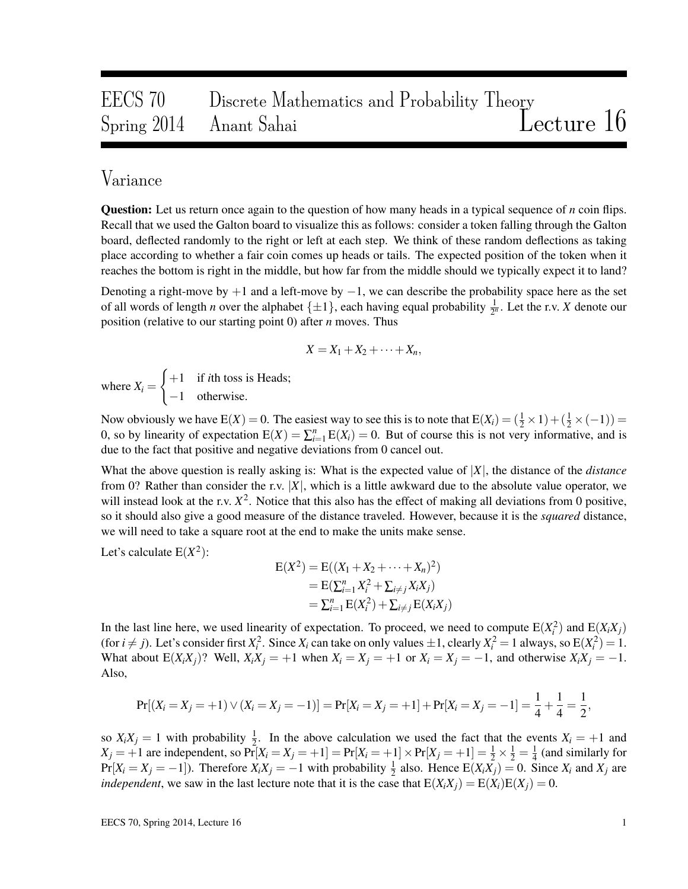# EECS 70 Discrete Mathematics and Probability Theory
## Spring 2014 Anant Sahai — Lecture 16

## Variance

**Question:** Let us return once again to the question of how many heads in a typical sequence of $n$ coin flips. Recall that we used the Galton board to visualize this as follows: consider a token falling through the Galton board, deflected randomly to the right or left at each step. We think of these random deflections as taking place according to whether a fair coin comes up heads or tails. The expected position of the token when it reaches the bottom is right in the middle, but how far from the middle should we typically expect it to land?

Denoting a right-move by $+1$ and a left-move by $-1$, we can describe the probability space here as the set of all words of length $n$ over the alphabet $\{\pm 1\}$, each having equal probability $\frac{1}{2^n}$. Let the r.v. $X$ denote our position (relative to our starting point 0) after $n$ moves. Thus

$$X = X_1 + X_2 + \cdots + X_n,$$

where $X_i = \begin{cases} +1 & \text{if } i\text{th toss is Heads;} \\ -1 & \text{otherwise.} \end{cases}$

Now obviously we have $\mathrm{E}(X) = 0$. The easiest way to see this is to note that $\mathrm{E}(X_i) = (\frac{1}{2} \times 1) + (\frac{1}{2} \times (-1)) = 0$, so by linearity of expectation $\mathrm{E}(X) = \sum_{i=1}^{n} \mathrm{E}(X_i) = 0$. But of course this is not very informative, and is due to the fact that positive and negative deviations from 0 cancel out.

What the above question is really asking is: What is the expected value of $|X|$, the distance of the *distance* from 0? Rather than consider the r.v. $|X|$, which is a little awkward due to the absolute value operator, we will instead look at the r.v. $X^2$. Notice that this also has the effect of making all deviations from 0 positive, so it should also give a good measure of the distance traveled. However, because it is the *squared* distance, we will need to take a square root at the end to make the units make sense.

Let's calculate $\mathrm{E}(X^2)$:

$$\begin{aligned} \mathrm{E}(X^2) &= \mathrm{E}((X_1 + X_2 + \cdots + X_n)^2) \\ &= \mathrm{E}(\textstyle\sum_{i=1}^{n} X_i^2 + \sum_{i \neq j} X_i X_j) \\ &= \textstyle\sum_{i=1}^{n} \mathrm{E}(X_i^2) + \sum_{i \neq j} \mathrm{E}(X_i X_j) \end{aligned}$$

In the last line here, we used linearity of expectation. To proceed, we need to compute $\mathrm{E}(X_i^2)$ and $\mathrm{E}(X_i X_j)$ (for $i \neq j$). Let's consider first $X_i^2$. Since $X_i$ can take on only values $\pm 1$, clearly $X_i^2 = 1$ always, so $\mathrm{E}(X_i^2) = 1$. What about $\mathrm{E}(X_i X_j)$? Well, $X_i X_j = +1$ when $X_i = X_j = +1$ or $X_i = X_j = -1$, and otherwise $X_i X_j = -1$. Also,

$$\Pr[(X_i = X_j = +1) \vee (X_i = X_j = -1)] = \Pr[X_i = X_j = +1] + \Pr[X_i = X_j = -1] = \frac{1}{4} + \frac{1}{4} = \frac{1}{2},$$

so $X_i X_j = 1$ with probability $\frac{1}{2}$. In the above calculation we used the fact that the events $X_i = +1$ and $X_j = +1$ are independent, so $\Pr[X_i = X_j = +1] = \Pr[X_i = +1] \times \Pr[X_j = +1] = \frac{1}{2} \times \frac{1}{2} = \frac{1}{4}$ (and similarly for $\Pr[X_i = X_j = -1]$). Therefore $X_i X_j = -1$ with probability $\frac{1}{2}$ also. Hence $\mathrm{E}(X_i X_j) = 0$. Since $X_i$ and $X_j$ are *independent*, we saw in the last lecture note that it is the case that $\mathrm{E}(X_i X_j) = \mathrm{E}(X_i)\mathrm{E}(X_j) = 0$.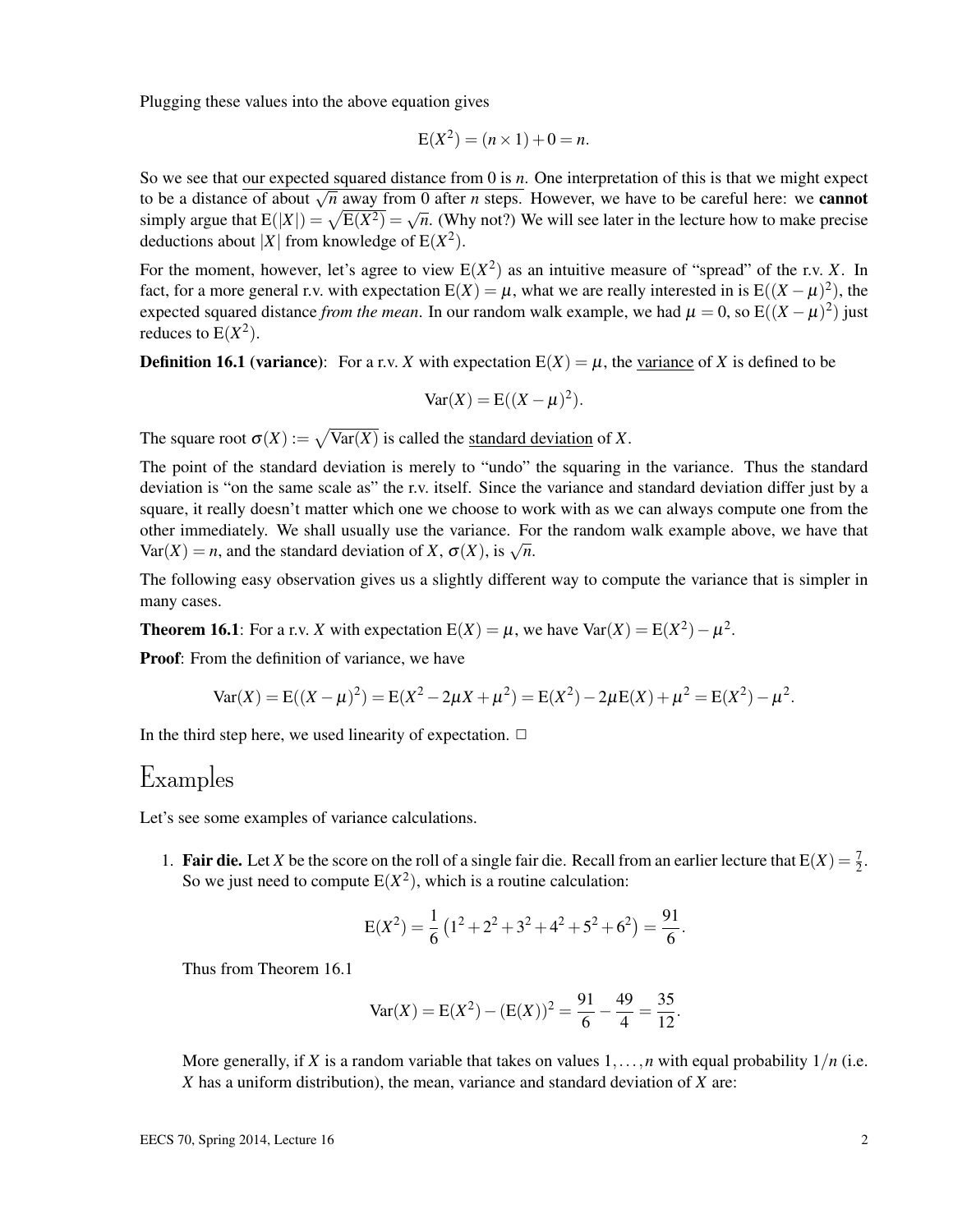Plugging these values into the above equation gives

$$E(X^2) = (n \times 1) + 0 = n.$$

So we see that our expected squared distance from 0 is $n$. One interpretation of this is that we might expect to be a distance of about $\sqrt{n}$ away from 0 after $n$ steps. However, we have to be careful here: we **cannot** simply argue that $E(|X|) = \sqrt{E(X^2)} = \sqrt{n}$. (Why not?) We will see later in the lecture how to make precise deductions about $|X|$ from knowledge of $E(X^2)$.

For the moment, however, let's agree to view $E(X^2)$ as an intuitive measure of "spread" of the r.v. $X$. In fact, for a more general r.v. with expectation $E(X) = \mu$, what we are really interested in is $E((X-\mu)^2)$, the expected squared distance *from the mean*. In our random walk example, we had $\mu = 0$, so $E((X-\mu)^2)$ just reduces to $E(X^2)$.

**Definition 16.1 (variance)**: For a r.v. $X$ with expectation $E(X) = \mu$, the variance of $X$ is defined to be

$$\text{Var}(X) = E((X-\mu)^2).$$

The square root $\sigma(X) := \sqrt{\text{Var}(X)}$ is called the standard deviation of $X$.

The point of the standard deviation is merely to "undo" the squaring in the variance. Thus the standard deviation is "on the same scale as" the r.v. itself. Since the variance and standard deviation differ just by a square, it really doesn't matter which one we choose to work with as we can always compute one from the other immediately. We shall usually use the variance. For the random walk example above, we have that $\text{Var}(X) = n$, and the standard deviation of $X$, $\sigma(X)$, is $\sqrt{n}$.

The following easy observation gives us a slightly different way to compute the variance that is simpler in many cases.

**Theorem 16.1**: For a r.v. $X$ with expectation $E(X) = \mu$, we have $\text{Var}(X) = E(X^2) - \mu^2$.

**Proof**: From the definition of variance, we have

$$\text{Var}(X) = E((X-\mu)^2) = E(X^2 - 2\mu X + \mu^2) = E(X^2) - 2\mu E(X) + \mu^2 = E(X^2) - \mu^2.$$

In the third step here, we used linearity of expectation. $\square$

# Examples

Let's see some examples of variance calculations.

1. **Fair die.** Let $X$ be the score on the roll of a single fair die. Recall from an earlier lecture that $E(X) = \frac{7}{2}$. So we just need to compute $E(X^2)$, which is a routine calculation:

$$E(X^2) = \frac{1}{6}\left(1^2 + 2^2 + 3^2 + 4^2 + 5^2 + 6^2\right) = \frac{91}{6}.$$

Thus from Theorem 16.1

$$\text{Var}(X) = E(X^2) - (E(X))^2 = \frac{91}{6} - \frac{49}{4} = \frac{35}{12}.$$

More generally, if $X$ is a random variable that takes on values $1, \ldots, n$ with equal probability $1/n$ (i.e. $X$ has a uniform distribution), the mean, variance and standard deviation of $X$ are: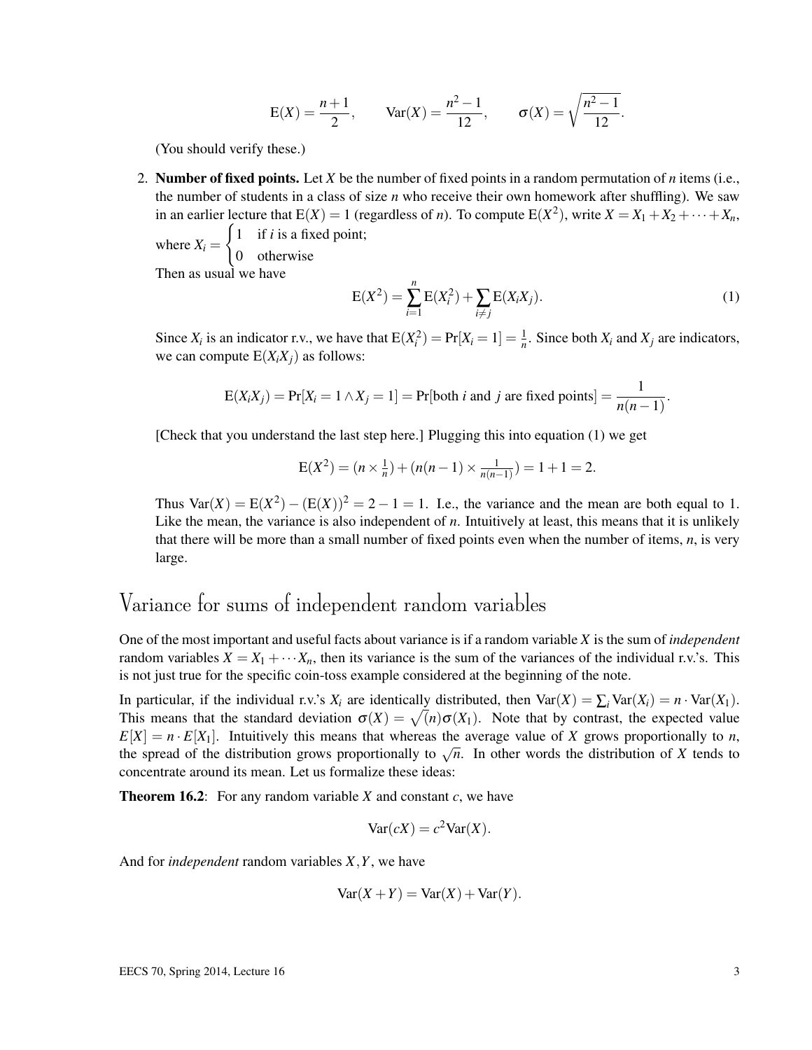$$\mathrm{E}(X) = \frac{n+1}{2}, \qquad \mathrm{Var}(X) = \frac{n^2-1}{12}, \qquad \sigma(X) = \sqrt{\frac{n^2-1}{12}}.$$

(You should verify these.)

2. **Number of fixed points.** Let $X$ be the number of fixed points in a random permutation of $n$ items (i.e., the number of students in a class of size $n$ who receive their own homework after shuffling). We saw in an earlier lecture that $\mathrm{E}(X) = 1$ (regardless of $n$). To compute $\mathrm{E}(X^2)$, write $X = X_1 + X_2 + \cdots + X_n$, where $X_i = \begin{cases} 1 & \text{if } i \text{ is a fixed point;} \\ 0 & \text{otherwise} \end{cases}$

   Then as usual we have

$$\mathrm{E}(X^2) = \sum_{i=1}^{n} \mathrm{E}(X_i^2) + \sum_{i \neq j} \mathrm{E}(X_i X_j). \tag{1}$$

   Since $X_i$ is an indicator r.v., we have that $\mathrm{E}(X_i^2) = \Pr[X_i = 1] = \frac{1}{n}$. Since both $X_i$ and $X_j$ are indicators, we can compute $\mathrm{E}(X_i X_j)$ as follows:

$$\mathrm{E}(X_i X_j) = \Pr[X_i = 1 \wedge X_j = 1] = \Pr[\text{both } i \text{ and } j \text{ are fixed points}] = \frac{1}{n(n-1)}.$$

   [Check that you understand the last step here.] Plugging this into equation (1) we get

$$\mathrm{E}(X^2) = (n \times \tfrac{1}{n}) + (n(n-1) \times \tfrac{1}{n(n-1)}) = 1 + 1 = 2.$$

   Thus $\mathrm{Var}(X) = \mathrm{E}(X^2) - (\mathrm{E}(X))^2 = 2 - 1 = 1$. I.e., the variance and the mean are both equal to 1. Like the mean, the variance is also independent of $n$. Intuitively at least, this means that it is unlikely that there will be more than a small number of fixed points even when the number of items, $n$, is very large.

# Variance for sums of independent random variables

One of the most important and useful facts about variance is if a random variable $X$ is the sum of *independent* random variables $X = X_1 + \cdots X_n$, then its variance is the sum of the variances of the individual r.v.'s. This is not just true for the specific coin-toss example considered at the beginning of the note.

In particular, if the individual r.v.'s $X_i$ are identically distributed, then $\mathrm{Var}(X) = \sum_i \mathrm{Var}(X_i) = n \cdot \mathrm{Var}(X_1)$. This means that the standard deviation $\sigma(X) = \sqrt{(n)}\sigma(X_1)$. Note that by contrast, the expected value $E[X] = n \cdot E[X_1]$. Intuitively this means that whereas the average value of $X$ grows proportionally to $n$, the spread of the distribution grows proportionally to $\sqrt{n}$. In other words the distribution of $X$ tends to concentrate around its mean. Let us formalize these ideas:

**Theorem 16.2**: For any random variable $X$ and constant $c$, we have

$$\mathrm{Var}(cX) = c^2 \mathrm{Var}(X).$$

And for *independent* random variables $X, Y$, we have

$$\mathrm{Var}(X+Y) = \mathrm{Var}(X) + \mathrm{Var}(Y).$$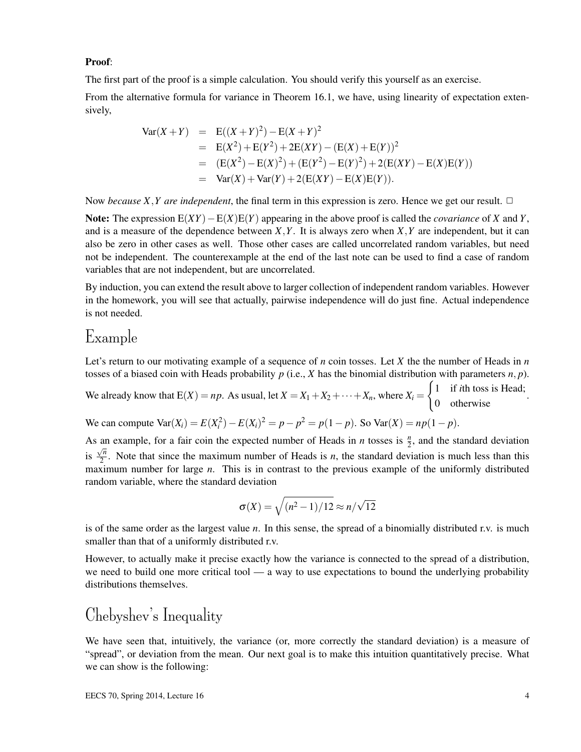**Proof**:

The first part of the proof is a simple calculation. You should verify this yourself as an exercise.

From the alternative formula for variance in Theorem 16.1, we have, using linearity of expectation extensively,

$$
\begin{aligned}
\mathrm{Var}(X+Y) &= \mathrm{E}((X+Y)^2) - \mathrm{E}(X+Y)^2 \\
&= \mathrm{E}(X^2) + \mathrm{E}(Y^2) + 2\mathrm{E}(XY) - (\mathrm{E}(X) + \mathrm{E}(Y))^2 \\
&= (\mathrm{E}(X^2) - \mathrm{E}(X)^2) + (\mathrm{E}(Y^2) - \mathrm{E}(Y)^2) + 2(\mathrm{E}(XY) - \mathrm{E}(X)\mathrm{E}(Y)) \\
&= \mathrm{Var}(X) + \mathrm{Var}(Y) + 2(\mathrm{E}(XY) - \mathrm{E}(X)\mathrm{E}(Y)).
\end{aligned}
$$

Now *because $X, Y$ are independent*, the final term in this expression is zero. Hence we get our result. □

**Note:** The expression $\mathrm{E}(XY) - \mathrm{E}(X)\mathrm{E}(Y)$ appearing in the above proof is called the *covariance* of $X$ and $Y$, and is a measure of the dependence between $X, Y$. It is always zero when $X, Y$ are independent, but it can also be zero in other cases as well. Those other cases are called uncorrelated random variables, but need not be independent. The counterexample at the end of the last note can be used to find a case of random variables that are not independent, but are uncorrelated.

By induction, you can extend the result above to larger collection of independent random variables. However in the homework, you will see that actually, pairwise independence will do just fine. Actual independence is not needed.

# Example

Let's return to our motivating example of a sequence of $n$ coin tosses. Let $X$ the the number of Heads in $n$ tosses of a biased coin with Heads probability $p$ (i.e., $X$ has the binomial distribution with parameters $n, p$). We already know that $\mathrm{E}(X) = np$. As usual, let $X = X_1 + X_2 + \cdots + X_n$, where $X_i = \begin{cases} 1 & \text{if } i\text{th toss is Head;} \\ 0 & \text{otherwise} \end{cases}$.

We can compute $\mathrm{Var}(X_i) = E(X_i^2) - E(X_i)^2 = p - p^2 = p(1-p)$. So $\mathrm{Var}(X) = np(1-p)$.

As an example, for a fair coin the expected number of Heads in $n$ tosses is $\frac{n}{2}$, and the standard deviation is $\frac{\sqrt{n}}{2}$. Note that since the maximum number of Heads is $n$, the standard deviation is much less than this maximum number for large $n$. This is in contrast to the previous example of the uniformly distributed random variable, where the standard deviation

$$\sigma(X) = \sqrt{(n^2-1)/12} \approx n/\sqrt{12}$$

is of the same order as the largest value $n$. In this sense, the spread of a binomially distributed r.v. is much smaller than that of a uniformly distributed r.v.

However, to actually make it precise exactly how the variance is connected to the spread of a distribution, we need to build one more critical tool — a way to use expectations to bound the underlying probability distributions themselves.

# Chebyshev's Inequality

We have seen that, intuitively, the variance (or, more correctly the standard deviation) is a measure of "spread", or deviation from the mean. Our next goal is to make this intuition quantitatively precise. What we can show is the following: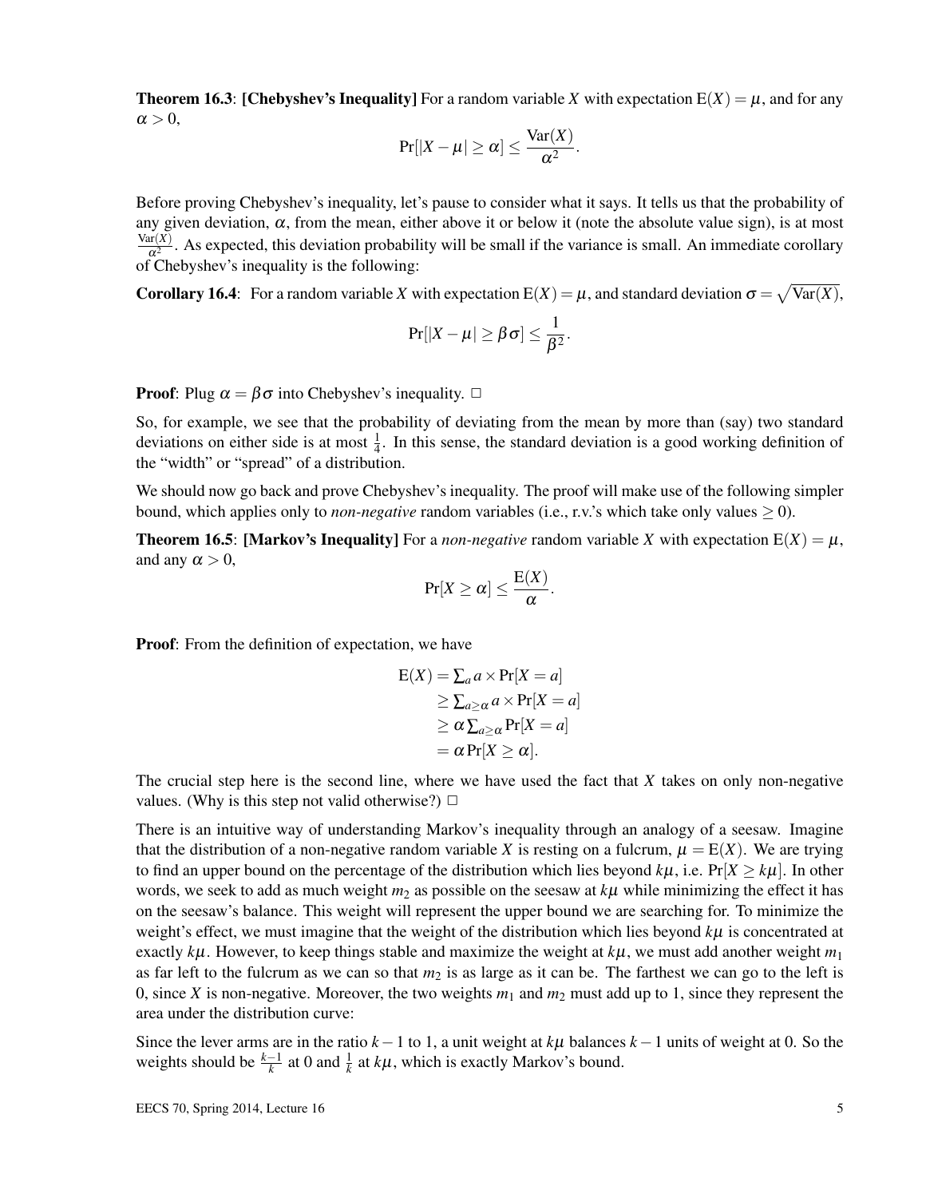**Theorem 16.3**: **[Chebyshev's Inequality]** For a random variable $X$ with expectation $\mathrm{E}(X) = \mu$, and for any $\alpha > 0$,

$$\Pr[|X - \mu| \geq \alpha] \leq \frac{\mathrm{Var}(X)}{\alpha^2}.$$

Before proving Chebyshev's inequality, let's pause to consider what it says. It tells us that the probability of any given deviation, $\alpha$, from the mean, either above it or below it (note the absolute value sign), is at most $\frac{\mathrm{Var}(X)}{\alpha^2}$. As expected, this deviation probability will be small if the variance is small. An immediate corollary of Chebyshev's inequality is the following:

**Corollary 16.4**: For a random variable $X$ with expectation $\mathrm{E}(X) = \mu$, and standard deviation $\sigma = \sqrt{\mathrm{Var}(X)}$,

$$\Pr[|X - \mu| \geq \beta\sigma] \leq \frac{1}{\beta^2}.$$

**Proof**: Plug $\alpha = \beta\sigma$ into Chebyshev's inequality. □

So, for example, we see that the probability of deviating from the mean by more than (say) two standard deviations on either side is at most $\frac{1}{4}$. In this sense, the standard deviation is a good working definition of the "width" or "spread" of a distribution.

We should now go back and prove Chebyshev's inequality. The proof will make use of the following simpler bound, which applies only to *non-negative* random variables (i.e., r.v.'s which take only values $\geq 0$).

**Theorem 16.5**: **[Markov's Inequality]** For a *non-negative* random variable $X$ with expectation $\mathrm{E}(X) = \mu$, and any $\alpha > 0$,

$$\Pr[X \geq \alpha] \leq \frac{\mathrm{E}(X)}{\alpha}.$$

**Proof**: From the definition of expectation, we have

$$\begin{aligned}
\mathrm{E}(X) &= \textstyle\sum_a a \times \Pr[X = a] \\
&\geq \textstyle\sum_{a \geq \alpha} a \times \Pr[X = a] \\
&\geq \alpha \textstyle\sum_{a \geq \alpha} \Pr[X = a] \\
&= \alpha \Pr[X \geq \alpha].
\end{aligned}$$

The crucial step here is the second line, where we have used the fact that $X$ takes on only non-negative values. (Why is this step not valid otherwise?) □

There is an intuitive way of understanding Markov's inequality through an analogy of a seesaw. Imagine that the distribution of a non-negative random variable $X$ is resting on a fulcrum, $\mu = \mathrm{E}(X)$. We are trying to find an upper bound on the percentage of the distribution which lies beyond $k\mu$, i.e. $\Pr[X \geq k\mu]$. In other words, we seek to add as much weight $m_2$ as possible on the seesaw at $k\mu$ while minimizing the effect it has on the seesaw's balance. This weight will represent the upper bound we are searching for. To minimize the weight's effect, we must imagine that the weight of the distribution which lies beyond $k\mu$ is concentrated at exactly $k\mu$. However, to keep things stable and maximize the weight at $k\mu$, we must add another weight $m_1$ as far left to the fulcrum as we can so that $m_2$ is as large as it can be. The farthest we can go to the left is 0, since $X$ is non-negative. Moreover, the two weights $m_1$ and $m_2$ must add up to 1, since they represent the area under the distribution curve:

Since the lever arms are in the ratio $k-1$ to 1, a unit weight at $k\mu$ balances $k-1$ units of weight at 0. So the weights should be $\frac{k-1}{k}$ at 0 and $\frac{1}{k}$ at $k\mu$, which is exactly Markov's bound.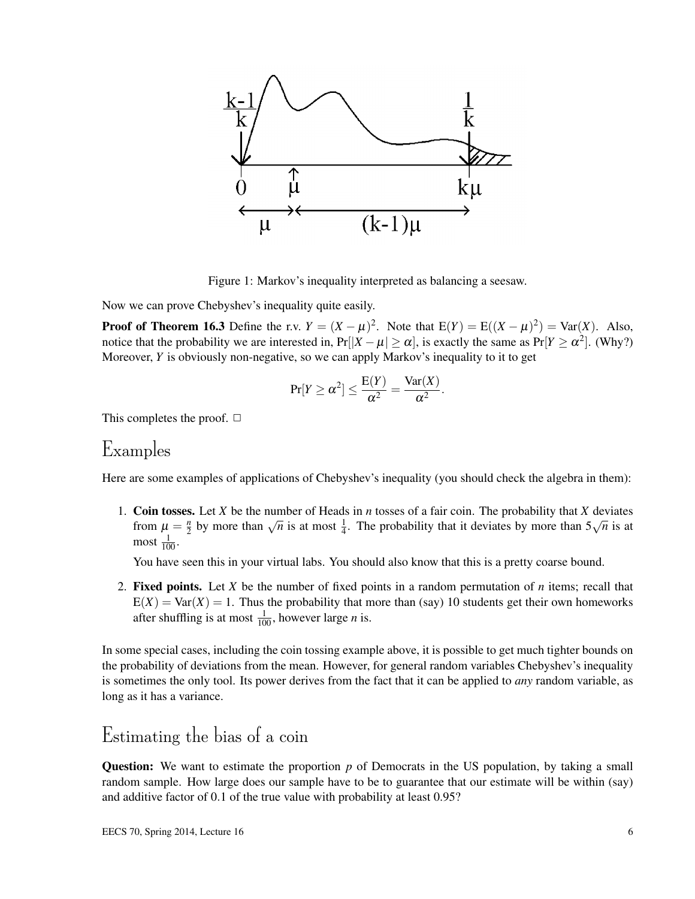Figure 1: Markov's inequality interpreted as balancing a seesaw.

Now we can prove Chebyshev's inequality quite easily.

**Proof of Theorem 16.3** Define the r.v. $Y = (X-\mu)^2$. Note that $\mathrm{E}(Y) = \mathrm{E}((X-\mu)^2) = \mathrm{Var}(X)$. Also, notice that the probability we are interested in, $\Pr[|X-\mu| \geq \alpha]$, is exactly the same as $\Pr[Y \geq \alpha^2]$. (Why?) Moreover, $Y$ is obviously non-negative, so we can apply Markov's inequality to it to get

$$\Pr[Y \geq \alpha^2] \leq \frac{\mathrm{E}(Y)}{\alpha^2} = \frac{\mathrm{Var}(X)}{\alpha^2}.$$

This completes the proof. □

## Examples

Here are some examples of applications of Chebyshev's inequality (you should check the algebra in them):

1. **Coin tosses.** Let $X$ be the number of Heads in $n$ tosses of a fair coin. The probability that $X$ deviates from $\mu = \frac{n}{2}$ by more than $\sqrt{n}$ is at most $\frac{1}{4}$. The probability that it deviates by more than $5\sqrt{n}$ is at most $\frac{1}{100}$.

   You have seen this in your virtual labs. You should also know that this is a pretty coarse bound.

2. **Fixed points.** Let $X$ be the number of fixed points in a random permutation of $n$ items; recall that $\mathrm{E}(X) = \mathrm{Var}(X) = 1$. Thus the probability that more than (say) 10 students get their own homeworks after shuffling is at most $\frac{1}{100}$, however large $n$ is.

In some special cases, including the coin tossing example above, it is possible to get much tighter bounds on the probability of deviations from the mean. However, for general random variables Chebyshev's inequality is sometimes the only tool. Its power derives from the fact that it can be applied to *any* random variable, as long as it has a variance.

## Estimating the bias of a coin

**Question:** We want to estimate the proportion $p$ of Democrats in the US population, by taking a small random sample. How large does our sample have to be to guarantee that our estimate will be within (say) and additive factor of 0.1 of the true value with probability at least 0.95?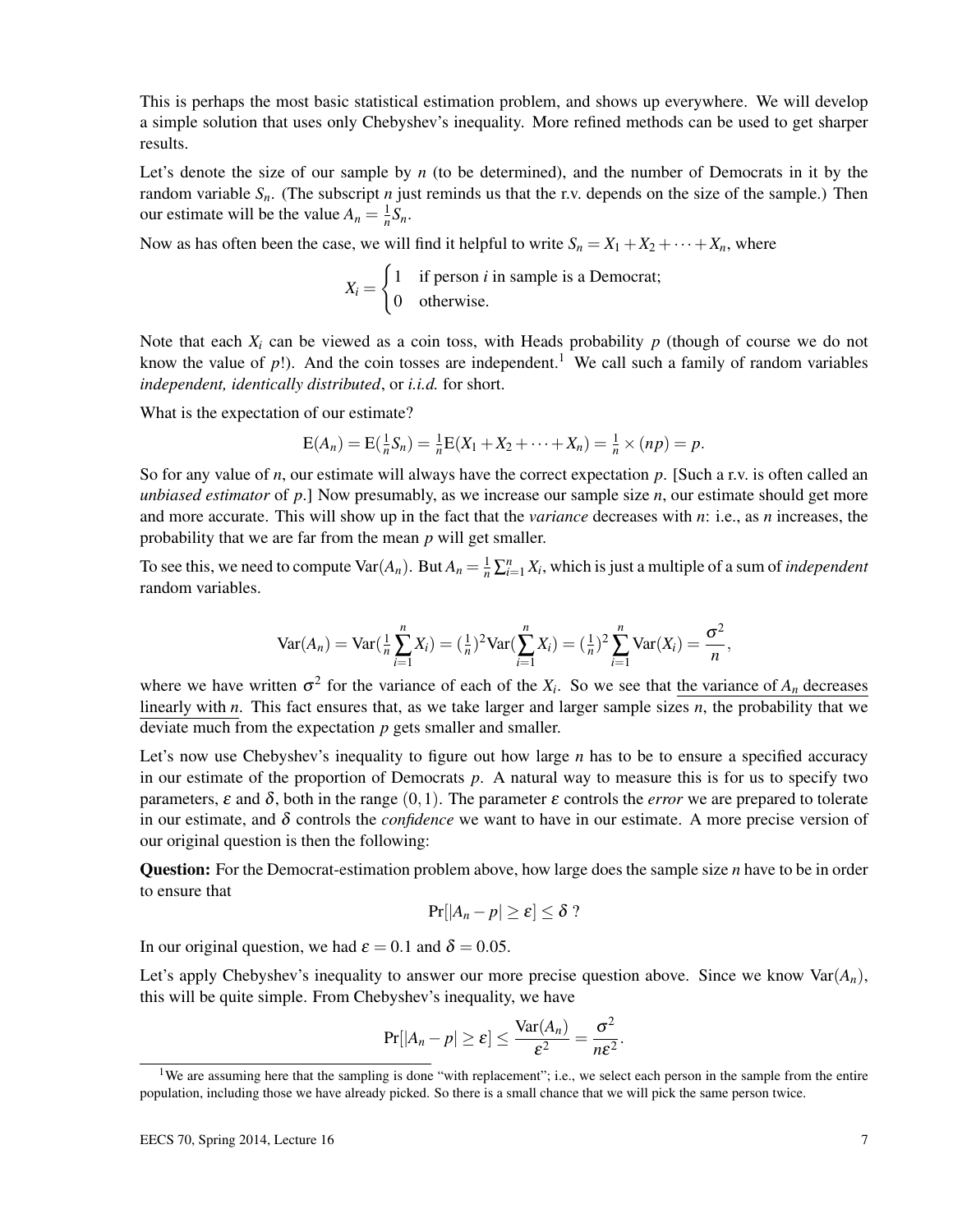This is perhaps the most basic statistical estimation problem, and shows up everywhere. We will develop a simple solution that uses only Chebyshev's inequality. More refined methods can be used to get sharper results.

Let's denote the size of our sample by $n$ (to be determined), and the number of Democrats in it by the random variable $S_n$. (The subscript $n$ just reminds us that the r.v. depends on the size of the sample.) Then our estimate will be the value $A_n = \frac{1}{n}S_n$.

Now as has often been the case, we will find it helpful to write $S_n = X_1 + X_2 + \cdots + X_n$, where

$$X_i = \begin{cases} 1 & \text{if person } i \text{ in sample is a Democrat;} \\ 0 & \text{otherwise.} \end{cases}$$

Note that each $X_i$ can be viewed as a coin toss, with Heads probability $p$ (though of course we do not know the value of $p$!). And the coin tosses are independent.[1] We call such a family of random variables *independent, identically distributed*, or *i.i.d.* for short.

What is the expectation of our estimate?

$$\mathrm{E}(A_n) = \mathrm{E}(\tfrac{1}{n}S_n) = \tfrac{1}{n}\mathrm{E}(X_1 + X_2 + \cdots + X_n) = \tfrac{1}{n} \times (np) = p.$$

So for any value of $n$, our estimate will always have the correct expectation $p$. [Such a r.v. is often called an *unbiased estimator* of $p$.] Now presumably, as we increase our sample size $n$, our estimate should get more and more accurate. This will show up in the fact that the *variance* decreases with $n$: i.e., as $n$ increases, the probability that we are far from the mean $p$ will get smaller.

To see this, we need to compute $\mathrm{Var}(A_n)$. But $A_n = \frac{1}{n}\sum_{i=1}^{n} X_i$, which is just a multiple of a sum of *independent* random variables.

$$\mathrm{Var}(A_n) = \mathrm{Var}(\tfrac{1}{n}\sum_{i=1}^{n} X_i) = (\tfrac{1}{n})^2 \mathrm{Var}(\sum_{i=1}^{n} X_i) = (\tfrac{1}{n})^2 \sum_{i=1}^{n} \mathrm{Var}(X_i) = \frac{\sigma^2}{n},$$

where we have written $\sigma^2$ for the variance of each of the $X_i$. So we see that the variance of $A_n$ decreases linearly with $n$. This fact ensures that, as we take larger and larger sample sizes $n$, the probability that we deviate much from the expectation $p$ gets smaller and smaller.

Let's now use Chebyshev's inequality to figure out how large $n$ has to be to ensure a specified accuracy in our estimate of the proportion of Democrats $p$. A natural way to measure this is for us to specify two parameters, $\varepsilon$ and $\delta$, both in the range $(0,1)$. The parameter $\varepsilon$ controls the *error* we are prepared to tolerate in our estimate, and $\delta$ controls the *confidence* we want to have in our estimate. A more precise version of our original question is then the following:

**Question:** For the Democrat-estimation problem above, how large does the sample size $n$ have to be in order to ensure that

$$\Pr[|A_n - p| \geq \varepsilon] \leq \delta \text{ ?}$$

In our original question, we had $\varepsilon = 0.1$ and $\delta = 0.05$.

Let's apply Chebyshev's inequality to answer our more precise question above. Since we know $\mathrm{Var}(A_n)$, this will be quite simple. From Chebyshev's inequality, we have

$$\Pr[|A_n - p| \geq \varepsilon] \leq \frac{\mathrm{Var}(A_n)}{\varepsilon^2} = \frac{\sigma^2}{n\varepsilon^2}.$$

[1] We are assuming here that the sampling is done "with replacement"; i.e., we select each person in the sample from the entire population, including those we have already picked. So there is a small chance that we will pick the same person twice.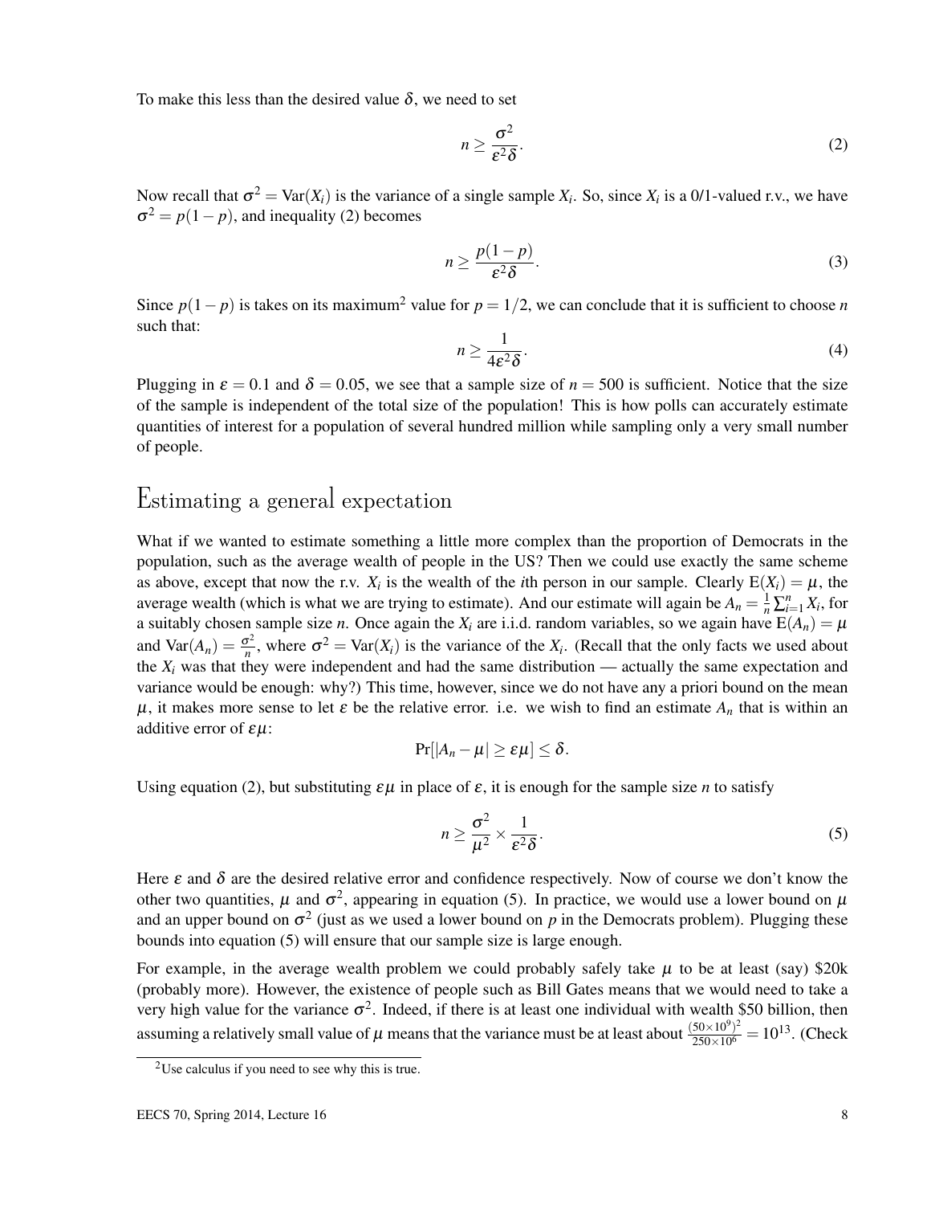To make this less than the desired value $\delta$, we need to set

$$n \geq \frac{\sigma^2}{\varepsilon^2 \delta}. \tag{2}$$

Now recall that $\sigma^2 = \mathrm{Var}(X_i)$ is the variance of a single sample $X_i$. So, since $X_i$ is a 0/1-valued r.v., we have $\sigma^2 = p(1-p)$, and inequality (2) becomes

$$n \geq \frac{p(1-p)}{\varepsilon^2 \delta}. \tag{3}$$

Since $p(1-p)$ is takes on its maximum[2] value for $p = 1/2$, we can conclude that it is sufficient to choose $n$ such that:

$$n \geq \frac{1}{4\varepsilon^2 \delta}. \tag{4}$$

Plugging in $\varepsilon = 0.1$ and $\delta = 0.05$, we see that a sample size of $n = 500$ is sufficient. Notice that the size of the sample is independent of the total size of the population! This is how polls can accurately estimate quantities of interest for a population of several hundred million while sampling only a very small number of people.

## Estimating a general expectation

What if we wanted to estimate something a little more complex than the proportion of Democrats in the population, such as the average wealth of people in the US? Then we could use exactly the same scheme as above, except that now the r.v. $X_i$ is the wealth of the $i$th person in our sample. Clearly $\mathrm{E}(X_i) = \mu$, the average wealth (which is what we are trying to estimate). And our estimate will again be $A_n = \frac{1}{n}\sum_{i=1}^{n} X_i$, for a suitably chosen sample size $n$. Once again the $X_i$ are i.i.d. random variables, so we again have $\mathrm{E}(A_n) = \mu$ and $\mathrm{Var}(A_n) = \frac{\sigma^2}{n}$, where $\sigma^2 = \mathrm{Var}(X_i)$ is the variance of the $X_i$. (Recall that the only facts we used about the $X_i$ was that they were independent and had the same distribution — actually the same expectation and variance would be enough: why?) This time, however, since we do not have any a priori bound on the mean $\mu$, it makes more sense to let $\varepsilon$ be the relative error. i.e. we wish to find an estimate $A_n$ that is within an additive error of $\varepsilon\mu$:

$$\Pr[|A_n - \mu| \geq \varepsilon\mu] \leq \delta.$$

Using equation (2), but substituting $\varepsilon\mu$ in place of $\varepsilon$, it is enough for the sample size $n$ to satisfy

$$n \geq \frac{\sigma^2}{\mu^2} \times \frac{1}{\varepsilon^2 \delta}. \tag{5}$$

Here $\varepsilon$ and $\delta$ are the desired relative error and confidence respectively. Now of course we don't know the other two quantities, $\mu$ and $\sigma^2$, appearing in equation (5). In practice, we would use a lower bound on $\mu$ and an upper bound on $\sigma^2$ (just as we used a lower bound on $p$ in the Democrats problem). Plugging these bounds into equation (5) will ensure that our sample size is large enough.

For example, in the average wealth problem we could probably safely take $\mu$ to be at least (say) \$20k (probably more). However, the existence of people such as Bill Gates means that we would need to take a very high value for the variance $\sigma^2$. Indeed, if there is at least one individual with wealth \$50 billion, then assuming a relatively small value of $\mu$ means that the variance must be at least about $\frac{(50\times 10^9)^2}{250\times 10^6} = 10^{13}$. (Check

[2] Use calculus if you need to see why this is true.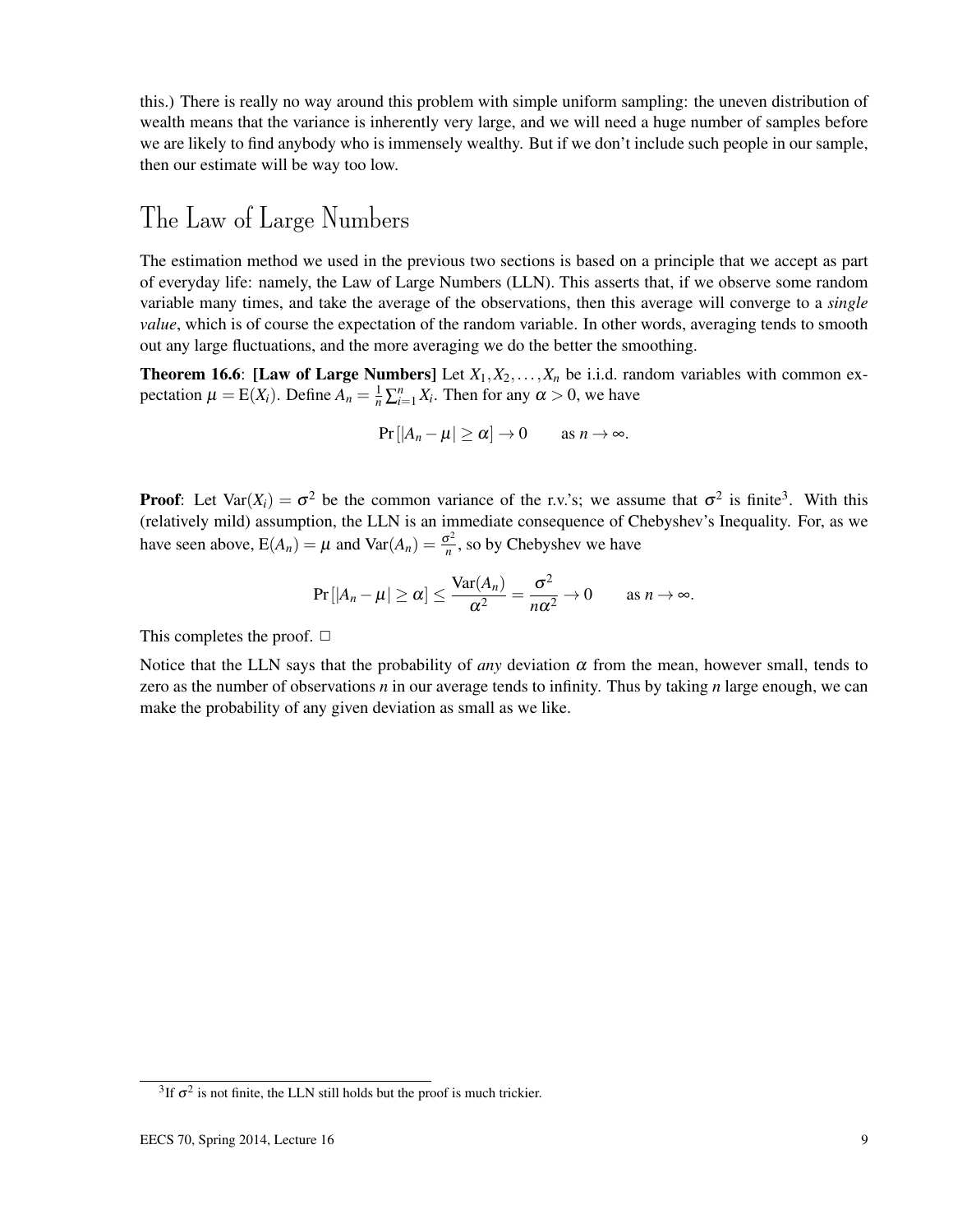this.) There is really no way around this problem with simple uniform sampling: the uneven distribution of wealth means that the variance is inherently very large, and we will need a huge number of samples before we are likely to find anybody who is immensely wealthy. But if we don't include such people in our sample, then our estimate will be way too low.

# The Law of Large Numbers

The estimation method we used in the previous two sections is based on a principle that we accept as part of everyday life: namely, the Law of Large Numbers (LLN). This asserts that, if we observe some random variable many times, and take the average of the observations, then this average will converge to a *single value*, which is of course the expectation of the random variable. In other words, averaging tends to smooth out any large fluctuations, and the more averaging we do the better the smoothing.

**Theorem 16.6**: **[Law of Large Numbers]** Let $X_1, X_2, \ldots, X_n$ be i.i.d. random variables with common expectation $\mu = \mathrm{E}(X_i)$. Define $A_n = \frac{1}{n}\sum_{i=1}^{n} X_i$. Then for any $\alpha > 0$, we have

$$\Pr[|A_n - \mu| \geq \alpha] \to 0 \qquad \text{as } n \to \infty.$$

**Proof**: Let $\mathrm{Var}(X_i) = \sigma^2$ be the common variance of the r.v.'s; we assume that $\sigma^2$ is finite[3]. With this (relatively mild) assumption, the LLN is an immediate consequence of Chebyshev's Inequality. For, as we have seen above, $\mathrm{E}(A_n) = \mu$ and $\mathrm{Var}(A_n) = \frac{\sigma^2}{n}$, so by Chebyshev we have

$$\Pr[|A_n - \mu| \geq \alpha] \leq \frac{\mathrm{Var}(A_n)}{\alpha^2} = \frac{\sigma^2}{n\alpha^2} \to 0 \qquad \text{as } n \to \infty.$$

This completes the proof. □

Notice that the LLN says that the probability of *any* deviation $\alpha$ from the mean, however small, tends to zero as the number of observations $n$ in our average tends to infinity. Thus by taking $n$ large enough, we can make the probability of any given deviation as small as we like.

[3] If $\sigma^2$ is not finite, the LLN still holds but the proof is much trickier.